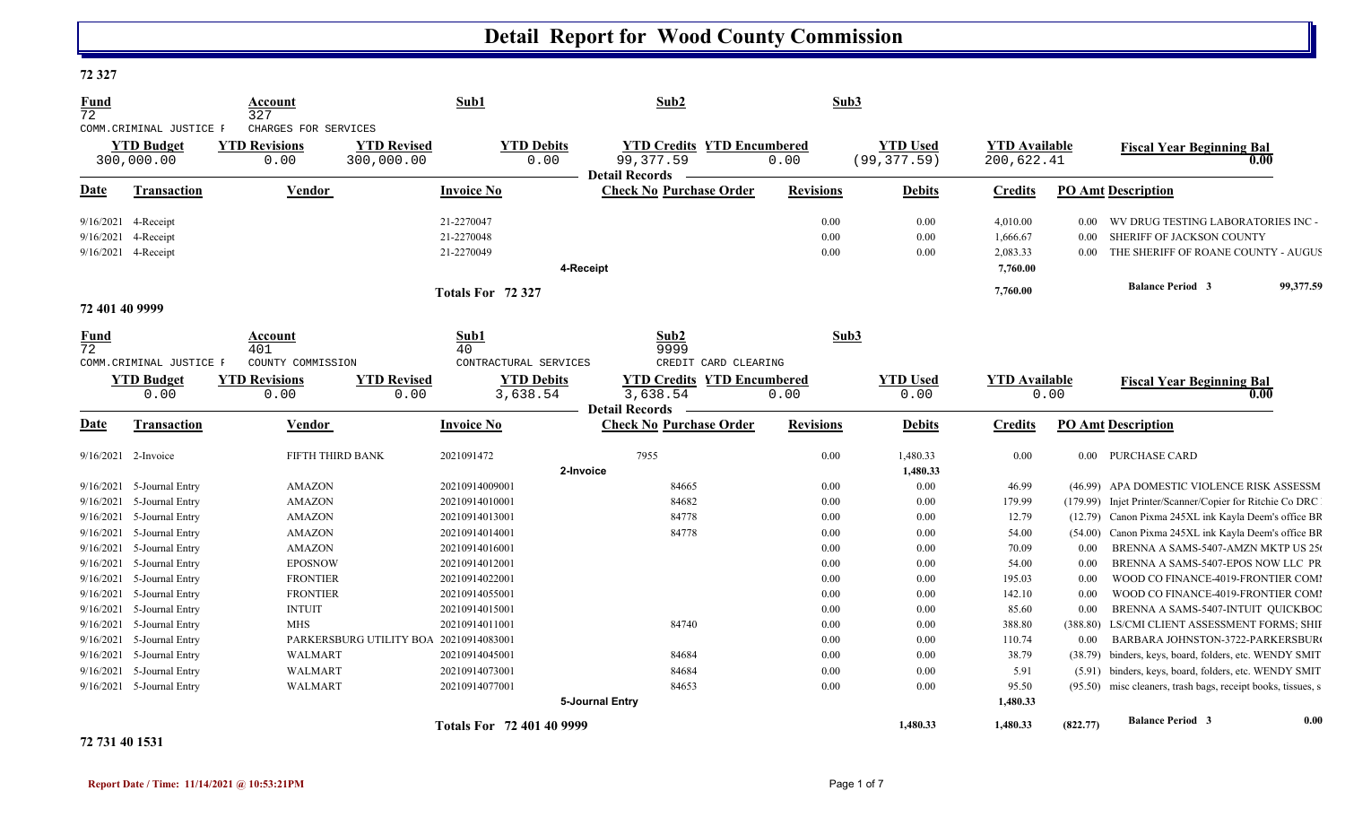# Detail Report for Wood County Commission

**72 327**

| Fund | Account | Sub1 | Sub2 | Sub3 |
|---|---|---|---|---|
| 72 | 327 | | | |
| COMM.CRIMINAL JUSTICE F | CHARGES FOR SERVICES | | | |

| YTD Budget | YTD Revisions | YTD Revised | YTD Debits | YTD Credits | YTD Encumbered | YTD Used | YTD Available | Fiscal Year Beginning Bal |
|---|---|---|---|---|---|---|---|---|
| 300,000.00 | 0.00 | 300,000.00 | 0.00 | 99,377.59 | 0.00 | (99,377.59) | 200,622.41 | 0.00 |

**Detail Records**

| Date | Transaction | Vendor | Invoice No | Check No | Purchase Order | Revisions | Debits | Credits | PO Amt | Description |
|---|---|---|---|---|---|---|---|---|---|---|
| 9/16/2021 | 4-Receipt | | 21-2270047 | | | 0.00 | 0.00 | 4,010.00 | 0.00 | WV DRUG TESTING LABORATORIES INC - |
| 9/16/2021 | 4-Receipt | | 21-2270048 | | | 0.00 | 0.00 | 1,666.67 | 0.00 | SHERIFF OF JACKSON COUNTY |
| 9/16/2021 | 4-Receipt | | 21-2270049 | | | 0.00 | 0.00 | 2,083.33 | 0.00 | THE SHERIFF OF ROANE COUNTY - AUGUS |
| | **4-Receipt** | | | | | | | **7,760.00** | | |
| | **Totals For 72 327** | | | | | | | **7,760.00** | | **Balance Period 3** 99,377.59 |

**72 401 40 9999**

| Fund | Account | Sub1 | Sub2 | Sub3 |
|---|---|---|---|---|
| 72 | 401 | 40 | 9999 | |
| COMM.CRIMINAL JUSTICE F | COUNTY COMMISSION | CONTRACTURAL SERVICES | CREDIT CARD CLEARING | |

| YTD Budget | YTD Revisions | YTD Revised | YTD Debits | YTD Credits | YTD Encumbered | YTD Used | YTD Available | Fiscal Year Beginning Bal |
|---|---|---|---|---|---|---|---|---|
| 0.00 | 0.00 | 0.00 | 3,638.54 | 3,638.54 | 0.00 | 0.00 | 0.00 | 0.00 |

**Detail Records**

| Date | Transaction | Vendor | Invoice No | Check No | Purchase Order | Revisions | Debits | Credits | PO Amt | Description |
|---|---|---|---|---|---|---|---|---|---|---|
| 9/16/2021 | 2-Invoice | FIFTH THIRD BANK | 2021091472 | 7955 | | 0.00 | 1,480.33 | 0.00 | 0.00 | PURCHASE CARD |
| | **2-Invoice** | | | | | | **1,480.33** | | | |
| 9/16/2021 | 5-Journal Entry | AMAZON | 20210914009001 | | 84665 | 0.00 | 0.00 | 46.99 | (46.99) | APA DOMESTIC VIOLENCE RISK ASSESSM |
| 9/16/2021 | 5-Journal Entry | AMAZON | 20210914010001 | | 84682 | 0.00 | 0.00 | 179.99 | (179.99) | Injet Printer/Scanner/Copier for Ritchie Co DRC |
| 9/16/2021 | 5-Journal Entry | AMAZON | 20210914013001 | | 84778 | 0.00 | 0.00 | 12.79 | (12.79) | Canon Pixma 245XL ink Kayla Deem's office BR |
| 9/16/2021 | 5-Journal Entry | AMAZON | 20210914014001 | | 84778 | 0.00 | 0.00 | 54.00 | (54.00) | Canon Pixma 245XL ink Kayla Deem's office BR |
| 9/16/2021 | 5-Journal Entry | AMAZON | 20210914016001 | | | 0.00 | 0.00 | 70.09 | 0.00 | BRENNA A SAMS-5407-AMZN MKTP US 25 |
| 9/16/2021 | 5-Journal Entry | EPOSNOW | 20210914012001 | | | 0.00 | 0.00 | 54.00 | 0.00 | BRENNA A SAMS-5407-EPOS NOW LLC PR |
| 9/16/2021 | 5-Journal Entry | FRONTIER | 20210914022001 | | | 0.00 | 0.00 | 195.03 | 0.00 | WOOD CO FINANCE-4019-FRONTIER COMI |
| 9/16/2021 | 5-Journal Entry | FRONTIER | 20210914055001 | | | 0.00 | 0.00 | 142.10 | 0.00 | WOOD CO FINANCE-4019-FRONTIER COMI |
| 9/16/2021 | 5-Journal Entry | INTUIT | 20210914015001 | | | 0.00 | 0.00 | 85.60 | 0.00 | BRENNA A SAMS-5407-INTUIT QUICKBOC |
| 9/16/2021 | 5-Journal Entry | MHS | 20210914011001 | | 84740 | 0.00 | 0.00 | 388.80 | (388.80) | LS/CMI CLIENT ASSESSMENT FORMS; SHII |
| 9/16/2021 | 5-Journal Entry | PARKERSBURG UTILITY BOA | 20210914083001 | | | 0.00 | 0.00 | 110.74 | 0.00 | BARBARA JOHNSTON-3722-PARKERSBUR( |
| 9/16/2021 | 5-Journal Entry | WALMART | 20210914045001 | | 84684 | 0.00 | 0.00 | 38.79 | (38.79) | binders, keys, board, folders, etc. WENDY SMIT |
| 9/16/2021 | 5-Journal Entry | WALMART | 20210914073001 | | 84684 | 0.00 | 0.00 | 5.91 | (5.91) | binders, keys, board, folders, etc. WENDY SMIT |
| 9/16/2021 | 5-Journal Entry | WALMART | 20210914077001 | | 84653 | 0.00 | 0.00 | 95.50 | (95.50) | misc cleaners, trash bags, receipt books, tissues, s |
| | **5-Journal Entry** | | | | | | | **1,480.33** | | |
| | **Totals For 72 401 40 9999** | | | | | | **1,480.33** | **1,480.33** | **(822.77)** | **Balance Period 3** 0.00 |

**72 731 40 1531**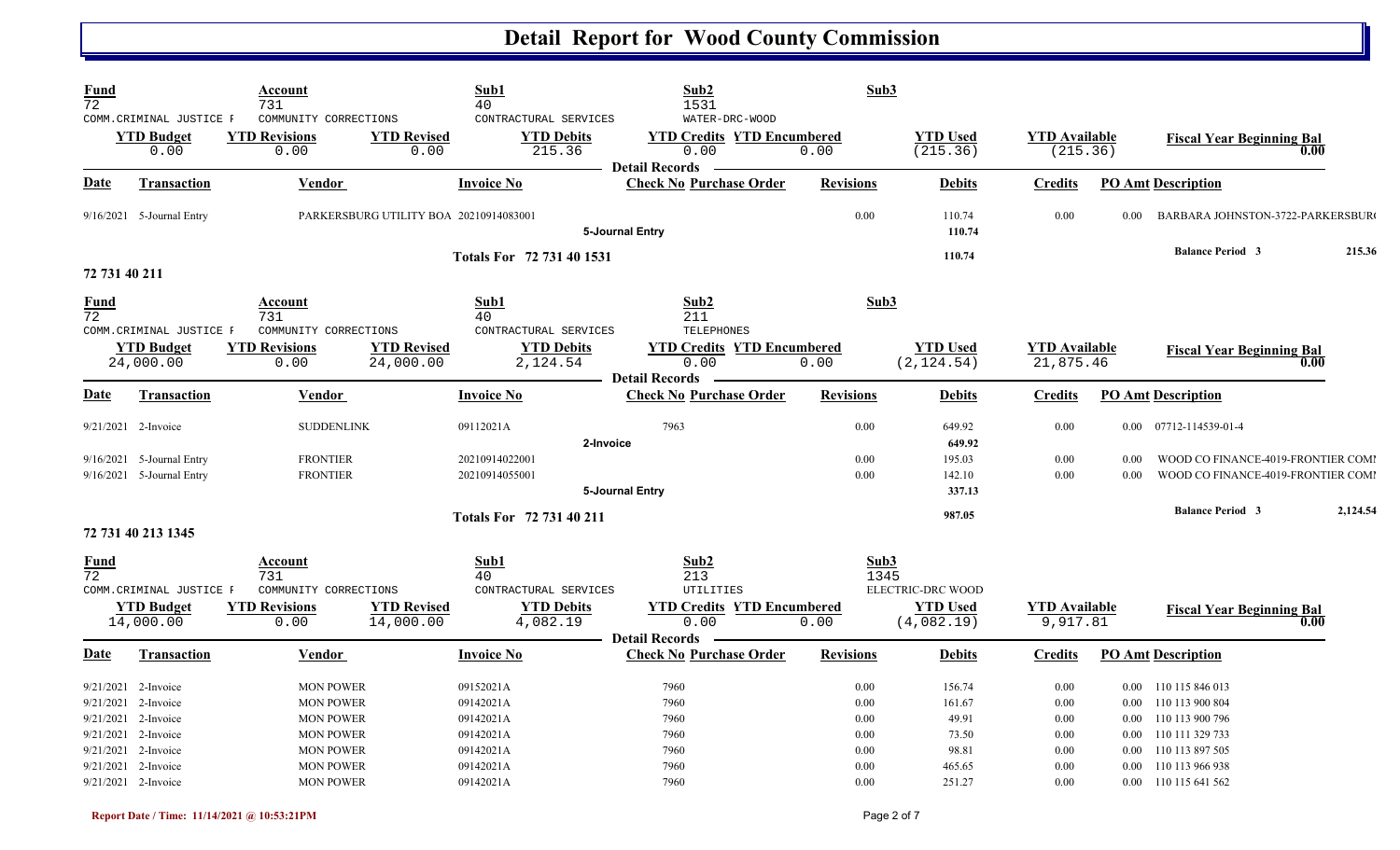# Detail Report for Wood County Commission

| Fund | Account | Sub1 | Sub2 | Sub3 |
|---|---|---|---|---|
| 72 | 731 | 40 | 1531 | |
| COMM.CRIMINAL JUSTICE F | COMMUNITY CORRECTIONS | CONTRACTURAL SERVICES | WATER-DRC-WOOD | |

| YTD Budget | YTD Revisions | YTD Revised | YTD Debits | YTD Credits | YTD Encumbered | YTD Used | YTD Available | Fiscal Year Beginning Bal |
|---|---|---|---|---|---|---|---|---|
| 0.00 | 0.00 | 0.00 | 215.36 | 0.00 | 0.00 | (215.36) | (215.36) | 0.00 |

**Detail Records**

| Date | Transaction | Vendor | Invoice No | Check No | Purchase Order | Revisions | Debits | Credits | PO Amt | Description |
|---|---|---|---|---|---|---|---|---|---|---|
| 9/16/2021 | 5-Journal Entry | PARKERSBURG UTILITY BOA | 20210914083001 | | | 0.00 | 110.74 | 0.00 | 0.00 | BARBARA JOHNSTON-3722-PARKERSBUR( |
| | | | | 5-Journal Entry | | | 110.74 | | | |
| | | | Totals For 72 731 40 1531 | | | | 110.74 | | | Balance Period 3 215.36 |

## 72 731 40 211

| Fund | Account | Sub1 | Sub2 | Sub3 |
|---|---|---|---|---|
| 72 | 731 | 40 | 211 | |
| COMM.CRIMINAL JUSTICE F | COMMUNITY CORRECTIONS | CONTRACTURAL SERVICES | TELEPHONES | |

| YTD Budget | YTD Revisions | YTD Revised | YTD Debits | YTD Credits | YTD Encumbered | YTD Used | YTD Available | Fiscal Year Beginning Bal |
|---|---|---|---|---|---|---|---|---|
| 24,000.00 | 0.00 | 24,000.00 | 2,124.54 | 0.00 | 0.00 | (2,124.54) | 21,875.46 | 0.00 |

**Detail Records**

| Date | Transaction | Vendor | Invoice No | Check No | Purchase Order | Revisions | Debits | Credits | PO Amt | Description |
|---|---|---|---|---|---|---|---|---|---|---|
| 9/21/2021 | 2-Invoice | SUDDENLINK | 09112021A | 7963 | | 0.00 | 649.92 | 0.00 | 0.00 | 07712-114539-01-4 |
| | | | | 2-Invoice | | | 649.92 | | | |
| 9/16/2021 | 5-Journal Entry | FRONTIER | 20210914022001 | | | 0.00 | 195.03 | 0.00 | 0.00 | WOOD CO FINANCE-4019-FRONTIER COMI |
| 9/16/2021 | 5-Journal Entry | FRONTIER | 20210914055001 | | | 0.00 | 142.10 | 0.00 | 0.00 | WOOD CO FINANCE-4019-FRONTIER COMI |
| | | | | 5-Journal Entry | | | 337.13 | | | |
| | | | Totals For 72 731 40 211 | | | | 987.05 | | | Balance Period 3 2,124.54 |

## 72 731 40 213 1345

| Fund | Account | Sub1 | Sub2 | Sub3 |
|---|---|---|---|---|
| 72 | 731 | 40 | 213 | 1345 |
| COMM.CRIMINAL JUSTICE F | COMMUNITY CORRECTIONS | CONTRACTURAL SERVICES | UTILITIES | ELECTRIC-DRC WOOD |

| YTD Budget | YTD Revisions | YTD Revised | YTD Debits | YTD Credits | YTD Encumbered | YTD Used | YTD Available | Fiscal Year Beginning Bal |
|---|---|---|---|---|---|---|---|---|
| 14,000.00 | 0.00 | 14,000.00 | 4,082.19 | 0.00 | 0.00 | (4,082.19) | 9,917.81 | 0.00 |

**Detail Records**

| Date | Transaction | Vendor | Invoice No | Check No | Purchase Order | Revisions | Debits | Credits | PO Amt | Description |
|---|---|---|---|---|---|---|---|---|---|---|
| 9/21/2021 | 2-Invoice | MON POWER | 09152021A | 7960 | | 0.00 | 156.74 | 0.00 | 0.00 | 110 115 846 013 |
| 9/21/2021 | 2-Invoice | MON POWER | 09142021A | 7960 | | 0.00 | 161.67 | 0.00 | 0.00 | 110 113 900 804 |
| 9/21/2021 | 2-Invoice | MON POWER | 09142021A | 7960 | | 0.00 | 49.91 | 0.00 | 0.00 | 110 113 900 796 |
| 9/21/2021 | 2-Invoice | MON POWER | 09142021A | 7960 | | 0.00 | 73.50 | 0.00 | 0.00 | 110 111 329 733 |
| 9/21/2021 | 2-Invoice | MON POWER | 09142021A | 7960 | | 0.00 | 98.81 | 0.00 | 0.00 | 110 113 897 505 |
| 9/21/2021 | 2-Invoice | MON POWER | 09142021A | 7960 | | 0.00 | 465.65 | 0.00 | 0.00 | 110 113 966 938 |
| 9/21/2021 | 2-Invoice | MON POWER | 09142021A | 7960 | | 0.00 | 251.27 | 0.00 | 0.00 | 110 115 641 562 |

Report Date / Time: 11/14/2021 @ 10:53:21PM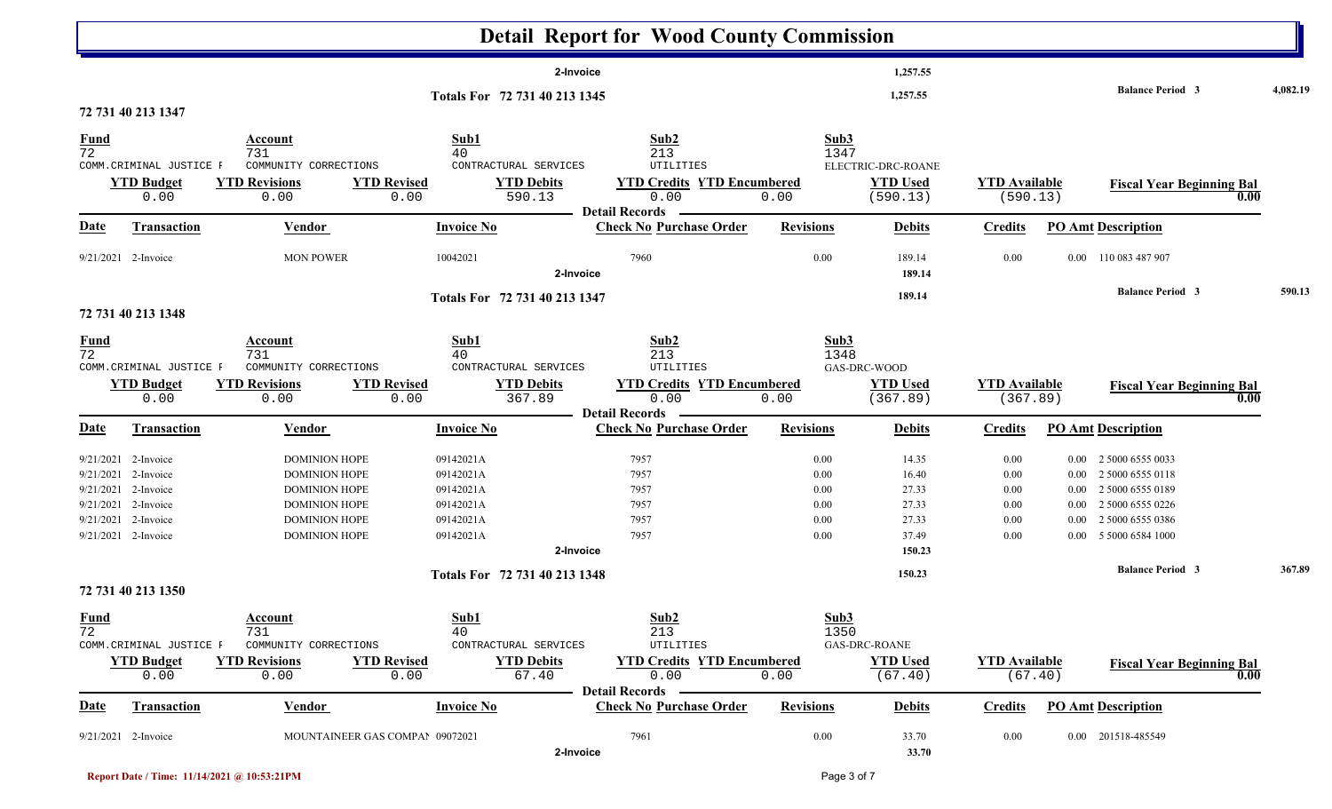# Detail Report for Wood County Commission

| | | | | |
|---|---|---|---|---|
| 2-Invoice | | 1,257.55 | | |
| Totals For 72 731 40 213 1345 | | 1,257.55 | Balance Period 3 | 4,082.19 |

## 72 731 40 213 1347

| Fund | Account | Sub1 | Sub2 | Sub3 |
|---|---|---|---|---|
| 72 | 731 | 40 | 213 | 1347 |
| COMM.CRIMINAL JUSTICE F | COMMUNITY CORRECTIONS | CONTRACTURAL SERVICES | UTILITIES | ELECTRIC-DRC-ROANE |

| YTD Budget | YTD Revisions | YTD Revised | YTD Debits | YTD Credits | YTD Encumbered | YTD Used | YTD Available | Fiscal Year Beginning Bal |
|---|---|---|---|---|---|---|---|---|
| 0.00 | 0.00 | 0.00 | 590.13 | 0.00 | 0.00 | (590.13) | (590.13) | 0.00 |

**Detail Records**

| Date | Transaction | Vendor | Invoice No | Check No | Purchase Order | Revisions | Debits | Credits | PO Amt | Description |
|---|---|---|---|---|---|---|---|---|---|---|
| 9/21/2021 | 2-Invoice | MON POWER | 10042021 | 7960 | | 0.00 | 189.14 | 0.00 | 0.00 | 110 083 487 907 |
| | 2-Invoice | | | | | | 189.14 | | | |
| | Totals For 72 731 40 213 1347 | | | | | | 189.14 | | | Balance Period 3 590.13 |

## 72 731 40 213 1348

| Fund | Account | Sub1 | Sub2 | Sub3 |
|---|---|---|---|---|
| 72 | 731 | 40 | 213 | 1348 |
| COMM.CRIMINAL JUSTICE F | COMMUNITY CORRECTIONS | CONTRACTURAL SERVICES | UTILITIES | GAS-DRC-WOOD |

| YTD Budget | YTD Revisions | YTD Revised | YTD Debits | YTD Credits | YTD Encumbered | YTD Used | YTD Available | Fiscal Year Beginning Bal |
|---|---|---|---|---|---|---|---|---|
| 0.00 | 0.00 | 0.00 | 367.89 | 0.00 | 0.00 | (367.89) | (367.89) | 0.00 |

**Detail Records**

| Date | Transaction | Vendor | Invoice No | Check No | Purchase Order | Revisions | Debits | Credits | PO Amt | Description |
|---|---|---|---|---|---|---|---|---|---|---|
| 9/21/2021 | 2-Invoice | DOMINION HOPE | 09142021A | 7957 | | 0.00 | 14.35 | 0.00 | 0.00 | 2 5000 6555 0033 |
| 9/21/2021 | 2-Invoice | DOMINION HOPE | 09142021A | 7957 | | 0.00 | 16.40 | 0.00 | 0.00 | 2 5000 6555 0118 |
| 9/21/2021 | 2-Invoice | DOMINION HOPE | 09142021A | 7957 | | 0.00 | 27.33 | 0.00 | 0.00 | 2 5000 6555 0189 |
| 9/21/2021 | 2-Invoice | DOMINION HOPE | 09142021A | 7957 | | 0.00 | 27.33 | 0.00 | 0.00 | 2 5000 6555 0226 |
| 9/21/2021 | 2-Invoice | DOMINION HOPE | 09142021A | 7957 | | 0.00 | 27.33 | 0.00 | 0.00 | 2 5000 6555 0386 |
| 9/21/2021 | 2-Invoice | DOMINION HOPE | 09142021A | 7957 | | 0.00 | 37.49 | 0.00 | 0.00 | 5 5000 6584 1000 |
| | 2-Invoice | | | | | | 150.23 | | | |
| | Totals For 72 731 40 213 1348 | | | | | | 150.23 | | | Balance Period 3 367.89 |

## 72 731 40 213 1350

| Fund | Account | Sub1 | Sub2 | Sub3 |
|---|---|---|---|---|
| 72 | 731 | 40 | 213 | 1350 |
| COMM.CRIMINAL JUSTICE F | COMMUNITY CORRECTIONS | CONTRACTURAL SERVICES | UTILITIES | GAS-DRC-ROANE |

| YTD Budget | YTD Revisions | YTD Revised | YTD Debits | YTD Credits | YTD Encumbered | YTD Used | YTD Available | Fiscal Year Beginning Bal |
|---|---|---|---|---|---|---|---|---|
| 0.00 | 0.00 | 0.00 | 67.40 | 0.00 | 0.00 | (67.40) | (67.40) | 0.00 |

**Detail Records**

| Date | Transaction | Vendor | Invoice No | Check No | Purchase Order | Revisions | Debits | Credits | PO Amt | Description |
|---|---|---|---|---|---|---|---|---|---|---|
| 9/21/2021 | 2-Invoice | MOUNTAINEER GAS COMPAN | 09072021 | 7961 | | 0.00 | 33.70 | 0.00 | 0.00 | 201518-485549 |
| | 2-Invoice | | | | | | 33.70 | | | |

Report Date / Time: 11/14/2021 @ 10:53:21PM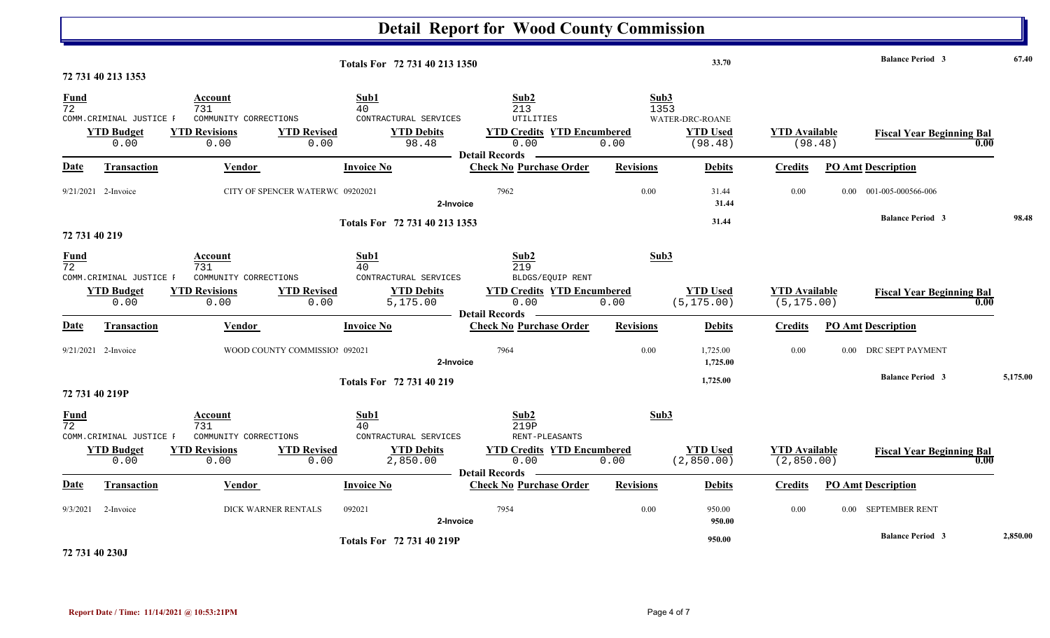# Detail Report for Wood County Commission

| | | | |
|---|---|---|---|
| Totals For 72 731 40 213 1350 | 33.70 | Balance Period 3 | 67.40 |

## 72 731 40 213 1353

| Fund | Account | Sub1 | Sub2 | Sub3 |
|---|---|---|---|---|
| 72 | 731 | 40 | 213 | 1353 |
| COMM.CRIMINAL JUSTICE F | COMMUNITY CORRECTIONS | CONTRACTUAL SERVICES | UTILITIES | WATER-DRC-ROANE |

| YTD Budget | YTD Revisions | YTD Revised | YTD Debits | YTD Credits | YTD Encumbered | YTD Used | YTD Available | Fiscal Year Beginning Bal |
|---|---|---|---|---|---|---|---|---|
| 0.00 | 0.00 | 0.00 | 98.48 | 0.00 | 0.00 | (98.48) | (98.48) | 0.00 |

**Detail Records**

| Date | Transaction | Vendor | Invoice No | Check No | Purchase Order | Revisions | Debits | Credits | PO Amt | Description |
|---|---|---|---|---|---|---|---|---|---|---|
| 9/21/2021 | 2-Invoice | CITY OF SPENCER WATERWC | 09202021 | 7962 | | 0.00 | 31.44 | 0.00 | 0.00 | 001-005-000566-006 |
| | 2-Invoice | | | | | | 31.44 | | | |

| | | | |
|---|---|---|---|
| Totals For 72 731 40 213 1353 | 31.44 | Balance Period 3 | 98.48 |

## 72 731 40 219

| Fund | Account | Sub1 | Sub2 | Sub3 |
|---|---|---|---|---|
| 72 | 731 | 40 | 219 | |
| COMM.CRIMINAL JUSTICE F | COMMUNITY CORRECTIONS | CONTRACTUAL SERVICES | BLDGS/EQUIP RENT | |

| YTD Budget | YTD Revisions | YTD Revised | YTD Debits | YTD Credits | YTD Encumbered | YTD Used | YTD Available | Fiscal Year Beginning Bal |
|---|---|---|---|---|---|---|---|---|
| 0.00 | 0.00 | 0.00 | 5,175.00 | 0.00 | 0.00 | (5,175.00) | (5,175.00) | 0.00 |

**Detail Records**

| Date | Transaction | Vendor | Invoice No | Check No | Purchase Order | Revisions | Debits | Credits | PO Amt | Description |
|---|---|---|---|---|---|---|---|---|---|---|
| 9/21/2021 | 2-Invoice | WOOD COUNTY COMMISSION | 092021 | 7964 | | 0.00 | 1,725.00 | 0.00 | 0.00 | DRC SEPT PAYMENT |
| | 2-Invoice | | | | | | 1,725.00 | | | |

| | | | |
|---|---|---|---|
| Totals For 72 731 40 219 | 1,725.00 | Balance Period 3 | 5,175.00 |

## 72 731 40 219P

| Fund | Account | Sub1 | Sub2 | Sub3 |
|---|---|---|---|---|
| 72 | 731 | 40 | 219P | |
| COMM.CRIMINAL JUSTICE F | COMMUNITY CORRECTIONS | CONTRACTUAL SERVICES | RENT-PLEASANTS | |

| YTD Budget | YTD Revisions | YTD Revised | YTD Debits | YTD Credits | YTD Encumbered | YTD Used | YTD Available | Fiscal Year Beginning Bal |
|---|---|---|---|---|---|---|---|---|
| 0.00 | 0.00 | 0.00 | 2,850.00 | 0.00 | 0.00 | (2,850.00) | (2,850.00) | 0.00 |

**Detail Records**

| Date | Transaction | Vendor | Invoice No | Check No | Purchase Order | Revisions | Debits | Credits | PO Amt | Description |
|---|---|---|---|---|---|---|---|---|---|---|
| 9/3/2021 | 2-Invoice | DICK WARNER RENTALS | 092021 | 7954 | | 0.00 | 950.00 | 0.00 | 0.00 | SEPTEMBER RENT |
| | 2-Invoice | | | | | | 950.00 | | | |

| | | | |
|---|---|---|---|
| Totals For 72 731 40 219P | 950.00 | Balance Period 3 | 2,850.00 |

## 72 731 40 230J

**Report Date / Time: 11/14/2021 @ 10:53:21PM**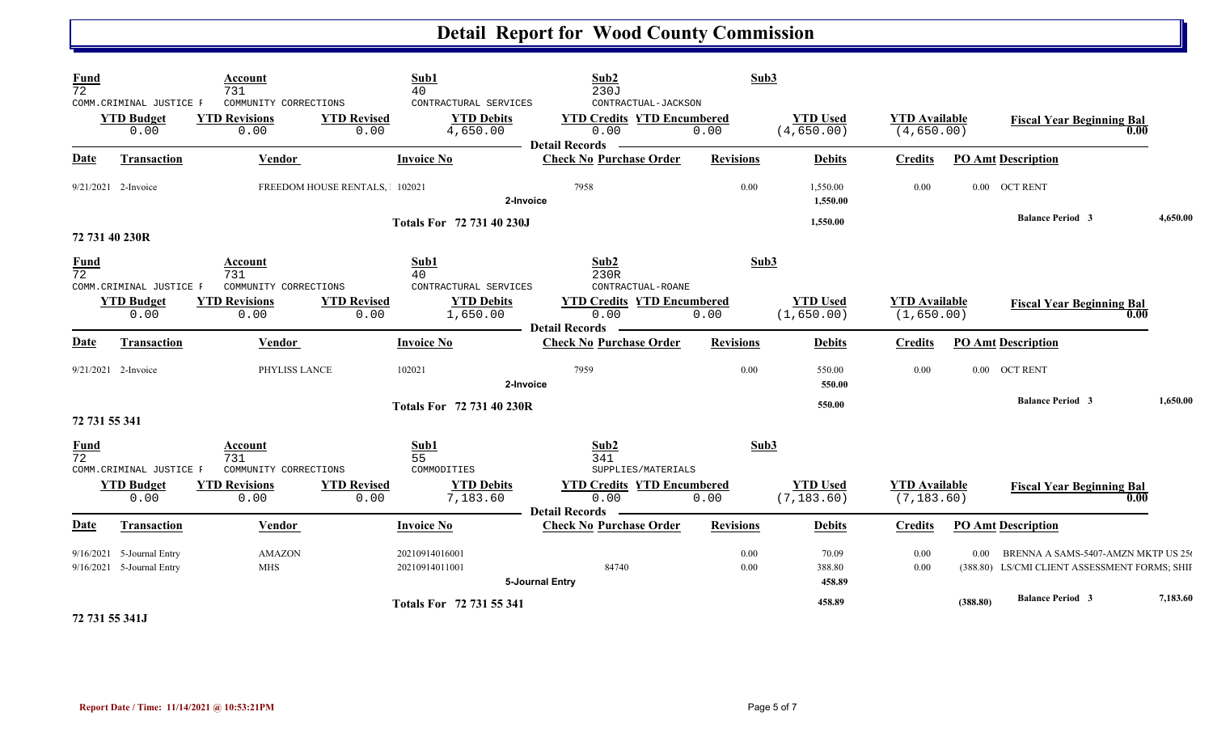# Detail Report for Wood County Commission

| Fund | Account | Sub1 | Sub2 | Sub3 |
|---|---|---|---|---|
| 72 | 731 | 40 | 230J | |
| COMM.CRIMINAL JUSTICE F | COMMUNITY CORRECTIONS | CONTRACTURAL SERVICES | CONTRACTUAL-JACKSON | |

| YTD Budget | YTD Revisions | YTD Revised | YTD Debits | YTD Credits | YTD Encumbered | YTD Used | YTD Available | Fiscal Year Beginning Bal |
|---|---|---|---|---|---|---|---|---|
| 0.00 | 0.00 | 0.00 | 4,650.00 | 0.00 | 0.00 | (4,650.00) | (4,650.00) | 0.00 |

**Detail Records**

| Date | Transaction | Vendor | Invoice No | Check No | Purchase Order | Revisions | Debits | Credits | PO Amt | Description |
|---|---|---|---|---|---|---|---|---|---|---|
| 9/21/2021 | 2-Invoice | FREEDOM HOUSE RENTALS, I | 102021 | 7958 | | 0.00 | 1,550.00 | 0.00 | 0.00 | OCT RENT |
| | 2-Invoice | | | | | | 1,550.00 | | | |
| | Totals For 72 731 40 230J | | | | | | 1,550.00 | | | Balance Period 3 — 4,650.00 |

## 72 731 40 230R

| Fund | Account | Sub1 | Sub2 | Sub3 |
|---|---|---|---|---|
| 72 | 731 | 40 | 230R | |
| COMM.CRIMINAL JUSTICE F | COMMUNITY CORRECTIONS | CONTRACTURAL SERVICES | CONTRACTUAL-ROANE | |

| YTD Budget | YTD Revisions | YTD Revised | YTD Debits | YTD Credits | YTD Encumbered | YTD Used | YTD Available | Fiscal Year Beginning Bal |
|---|---|---|---|---|---|---|---|---|
| 0.00 | 0.00 | 0.00 | 1,650.00 | 0.00 | 0.00 | (1,650.00) | (1,650.00) | 0.00 |

**Detail Records**

| Date | Transaction | Vendor | Invoice No | Check No | Purchase Order | Revisions | Debits | Credits | PO Amt | Description |
|---|---|---|---|---|---|---|---|---|---|---|
| 9/21/2021 | 2-Invoice | PHYLISS LANCE | 102021 | 7959 | | 0.00 | 550.00 | 0.00 | 0.00 | OCT RENT |
| | 2-Invoice | | | | | | 550.00 | | | |
| | Totals For 72 731 40 230R | | | | | | 550.00 | | | Balance Period 3 — 1,650.00 |

## 72 731 55 341

| Fund | Account | Sub1 | Sub2 | Sub3 |
|---|---|---|---|---|
| 72 | 731 | 55 | 341 | |
| COMM.CRIMINAL JUSTICE F | COMMUNITY CORRECTIONS | COMMODITIES | SUPPLIES/MATERIALS | |

| YTD Budget | YTD Revisions | YTD Revised | YTD Debits | YTD Credits | YTD Encumbered | YTD Used | YTD Available | Fiscal Year Beginning Bal |
|---|---|---|---|---|---|---|---|---|
| 0.00 | 0.00 | 0.00 | 7,183.60 | 0.00 | 0.00 | (7,183.60) | (7,183.60) | 0.00 |

**Detail Records**

| Date | Transaction | Vendor | Invoice No | Check No | Purchase Order | Revisions | Debits | Credits | PO Amt | Description |
|---|---|---|---|---|---|---|---|---|---|---|
| 9/16/2021 | 5-Journal Entry | AMAZON | 20210914016001 | | | 0.00 | 70.09 | 0.00 | 0.00 | BRENNA A SAMS-5407-AMZN MKTP US 25( |
| 9/16/2021 | 5-Journal Entry | MHS | 20210914011001 | | 84740 | 0.00 | 388.80 | 0.00 | (388.80) | LS/CMI CLIENT ASSESSMENT FORMS; SHII |
| | 5-Journal Entry | | | | | | 458.89 | | | |
| | Totals For 72 731 55 341 | | | | | | 458.89 | | (388.80) | Balance Period 3 — 7,183.60 |

## 72 731 55 341J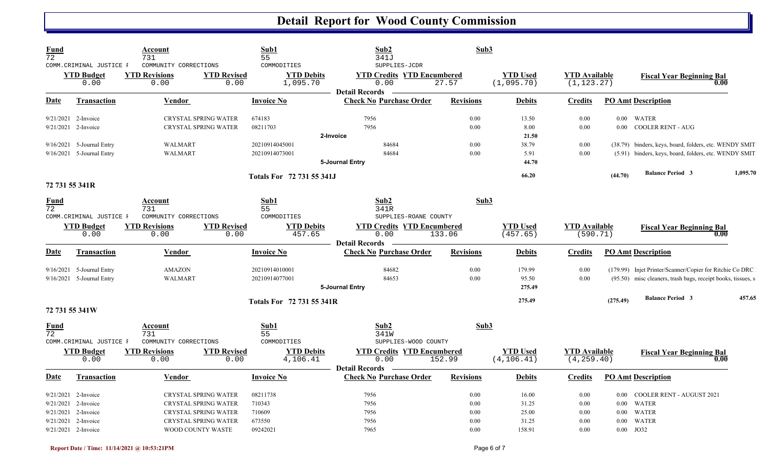# Detail Report for Wood County Commission

| Fund | Account | Sub1 | Sub2 | Sub3 |
|---|---|---|---|---|
| 72 | 731 | 55 | 341J | |
| COMM.CRIMINAL JUSTICE F | COMMUNITY CORRECTIONS | COMMODITIES | SUPPLIES-JCDR | |

| YTD Budget | YTD Revisions | YTD Revised | YTD Debits | YTD Credits | YTD Encumbered | YTD Used | YTD Available | Fiscal Year Beginning Bal |
|---|---|---|---|---|---|---|---|---|
| 0.00 | 0.00 | 0.00 | 1,095.70 | 0.00 | 27.57 | (1,095.70) | (1,123.27) | 0.00 |

**Detail Records**

| Date | Transaction | Vendor | Invoice No | Check No | Purchase Order | Revisions | Debits | Credits | PO Amt | Description |
|---|---|---|---|---|---|---|---|---|---|---|
| 9/21/2021 | 2-Invoice | CRYSTAL SPRING WATER | 674183 | 7956 | | 0.00 | 13.50 | 0.00 | 0.00 | WATER |
| 9/21/2021 | 2-Invoice | CRYSTAL SPRING WATER | 08211703 | 7956 | | 0.00 | 8.00 | 0.00 | 0.00 | COOLER RENT - AUG |
| | | | 2-Invoice | | | | 21.50 | | | |
| 9/16/2021 | 5-Journal Entry | WALMART | 20210914045001 | | 84684 | 0.00 | 38.79 | 0.00 | (38.79) | binders, keys, board, folders, etc. WENDY SMIT |
| 9/16/2021 | 5-Journal Entry | WALMART | 20210914073001 | | 84684 | 0.00 | 5.91 | 0.00 | (5.91) | binders, keys, board, folders, etc. WENDY SMIT |
| | | | 5-Journal Entry | | | | 44.70 | | | |
| | | | Totals For 72 731 55 341J | | | | 66.20 | | (44.70) | Balance Period 3 1,095.70 |

## 72 731 55 341R

| Fund | Account | Sub1 | Sub2 | Sub3 |
|---|---|---|---|---|
| 72 | 731 | 55 | 341R | |
| COMM.CRIMINAL JUSTICE F | COMMUNITY CORRECTIONS | COMMODITIES | SUPPLIES-ROANE COUNTY | |

| YTD Budget | YTD Revisions | YTD Revised | YTD Debits | YTD Credits | YTD Encumbered | YTD Used | YTD Available | Fiscal Year Beginning Bal |
|---|---|---|---|---|---|---|---|---|
| 0.00 | 0.00 | 0.00 | 457.65 | 0.00 | 133.06 | (457.65) | (590.71) | 0.00 |

**Detail Records**

| Date | Transaction | Vendor | Invoice No | Check No | Purchase Order | Revisions | Debits | Credits | PO Amt | Description |
|---|---|---|---|---|---|---|---|---|---|---|
| 9/16/2021 | 5-Journal Entry | AMAZON | 20210914010001 | | 84682 | 0.00 | 179.99 | 0.00 | (179.99) | Injet Printer/Scanner/Copier for Ritchie Co DRC |
| 9/16/2021 | 5-Journal Entry | WALMART | 20210914077001 | | 84653 | 0.00 | 95.50 | 0.00 | (95.50) | misc cleaners, trash bags, receipt books, tissues, s |
| | | | 5-Journal Entry | | | | 275.49 | | | |
| | | | Totals For 72 731 55 341R | | | | 275.49 | | (275.49) | Balance Period 3 457.65 |

## 72 731 55 341W

| Fund | Account | Sub1 | Sub2 | Sub3 |
|---|---|---|---|---|
| 72 | 731 | 55 | 341W | |
| COMM.CRIMINAL JUSTICE F | COMMUNITY CORRECTIONS | COMMODITIES | SUPPLIES-WOOD COUNTY | |

| YTD Budget | YTD Revisions | YTD Revised | YTD Debits | YTD Credits | YTD Encumbered | YTD Used | YTD Available | Fiscal Year Beginning Bal |
|---|---|---|---|---|---|---|---|---|
| 0.00 | 0.00 | 0.00 | 4,106.41 | 0.00 | 152.99 | (4,106.41) | (4,259.40) | 0.00 |

**Detail Records**

| Date | Transaction | Vendor | Invoice No | Check No | Purchase Order | Revisions | Debits | Credits | PO Amt | Description |
|---|---|---|---|---|---|---|---|---|---|---|
| 9/21/2021 | 2-Invoice | CRYSTAL SPRING WATER | 08211738 | 7956 | | 0.00 | 16.00 | 0.00 | 0.00 | COOLER RENT - AUGUST 2021 |
| 9/21/2021 | 2-Invoice | CRYSTAL SPRING WATER | 710343 | 7956 | | 0.00 | 31.25 | 0.00 | 0.00 | WATER |
| 9/21/2021 | 2-Invoice | CRYSTAL SPRING WATER | 710609 | 7956 | | 0.00 | 25.00 | 0.00 | 0.00 | WATER |
| 9/21/2021 | 2-Invoice | CRYSTAL SPRING WATER | 673550 | 7956 | | 0.00 | 31.25 | 0.00 | 0.00 | WATER |
| 9/21/2021 | 2-Invoice | WOOD COUNTY WASTE | 09242021 | 7965 | | 0.00 | 158.91 | 0.00 | 0.00 | JO32 |

Report Date / Time: 11/14/2021 @ 10:53:21PM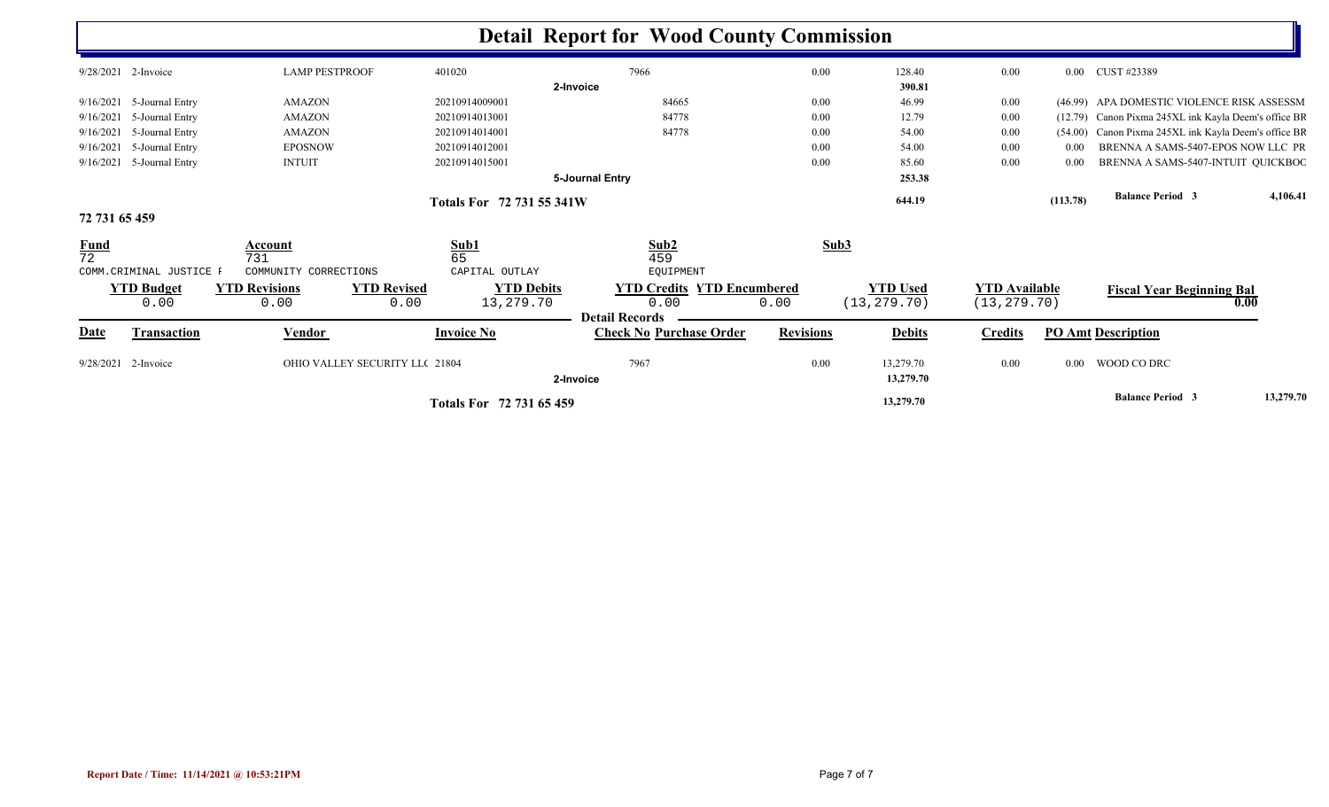# Detail Report for Wood County Commission

| Date | Transaction | Vendor | Invoice No | Check No | Purchase Order | Revisions | Debits | Credits | PO Amt | Description |
|---|---|---|---|---|---|---|---|---|---|---|
| 9/28/2021 | 2-Invoice | LAMP PESTPROOF | 401020 | 7966 | | 0.00 | 128.40 | 0.00 | 0.00 | CUST #23389 |
| | | | | 2-Invoice | | | 390.81 | | | |
| 9/16/2021 | 5-Journal Entry | AMAZON | 20210914009001 | | 84665 | 0.00 | 46.99 | 0.00 | (46.99) | APA DOMESTIC VIOLENCE RISK ASSESSM |
| 9/16/2021 | 5-Journal Entry | AMAZON | 20210914013001 | | 84778 | 0.00 | 12.79 | 0.00 | (12.79) | Canon Pixma 245XL ink Kayla Deem's office BR |
| 9/16/2021 | 5-Journal Entry | AMAZON | 20210914014001 | | 84778 | 0.00 | 54.00 | 0.00 | (54.00) | Canon Pixma 245XL ink Kayla Deem's office BR |
| 9/16/2021 | 5-Journal Entry | EPOSNOW | 20210914012001 | | | 0.00 | 54.00 | 0.00 | 0.00 | BRENNA A SAMS-5407-EPOS NOW LLC PR |
| 9/16/2021 | 5-Journal Entry | INTUIT | 20210914015001 | | | 0.00 | 85.60 | 0.00 | 0.00 | BRENNA A SAMS-5407-INTUIT QUICKBOC |
| | | | | 5-Journal Entry | | | 253.38 | | | |
| | | | Totals For 72 731 55 341W | | | | 644.19 | | (113.78) | Balance Period 3 — 4,106.41 |

## 72 731 65 459

| Fund | Account | Sub1 | Sub2 | Sub3 |
|---|---|---|---|---|
| 72 | 731 | 65 | 459 | |
| COMM.CRIMINAL JUSTICE F | COMMUNITY CORRECTIONS | CAPITAL OUTLAY | EQUIPMENT | |

| YTD Budget | YTD Revisions | YTD Revised | YTD Debits | YTD Credits | YTD Encumbered | YTD Used | YTD Available | Fiscal Year Beginning Bal |
|---|---|---|---|---|---|---|---|---|
| 0.00 | 0.00 | 0.00 | 13,279.70 | 0.00 | 0.00 | (13,279.70) | (13,279.70) | 0.00 |

Detail Records

| Date | Transaction | Vendor | Invoice No | Check No | Purchase Order | Revisions | Debits | Credits | PO Amt | Description |
|---|---|---|---|---|---|---|---|---|---|---|
| 9/28/2021 | 2-Invoice | OHIO VALLEY SECURITY LL( | 21804 | 7967 | | 0.00 | 13,279.70 | 0.00 | 0.00 | WOOD CO DRC |
| | | | | 2-Invoice | | | 13,279.70 | | | |
| | | | Totals For 72 731 65 459 | | | | 13,279.70 | | | Balance Period 3 — 13,279.70 |

Report Date / Time: 11/14/2021 @ 10:53:21PM